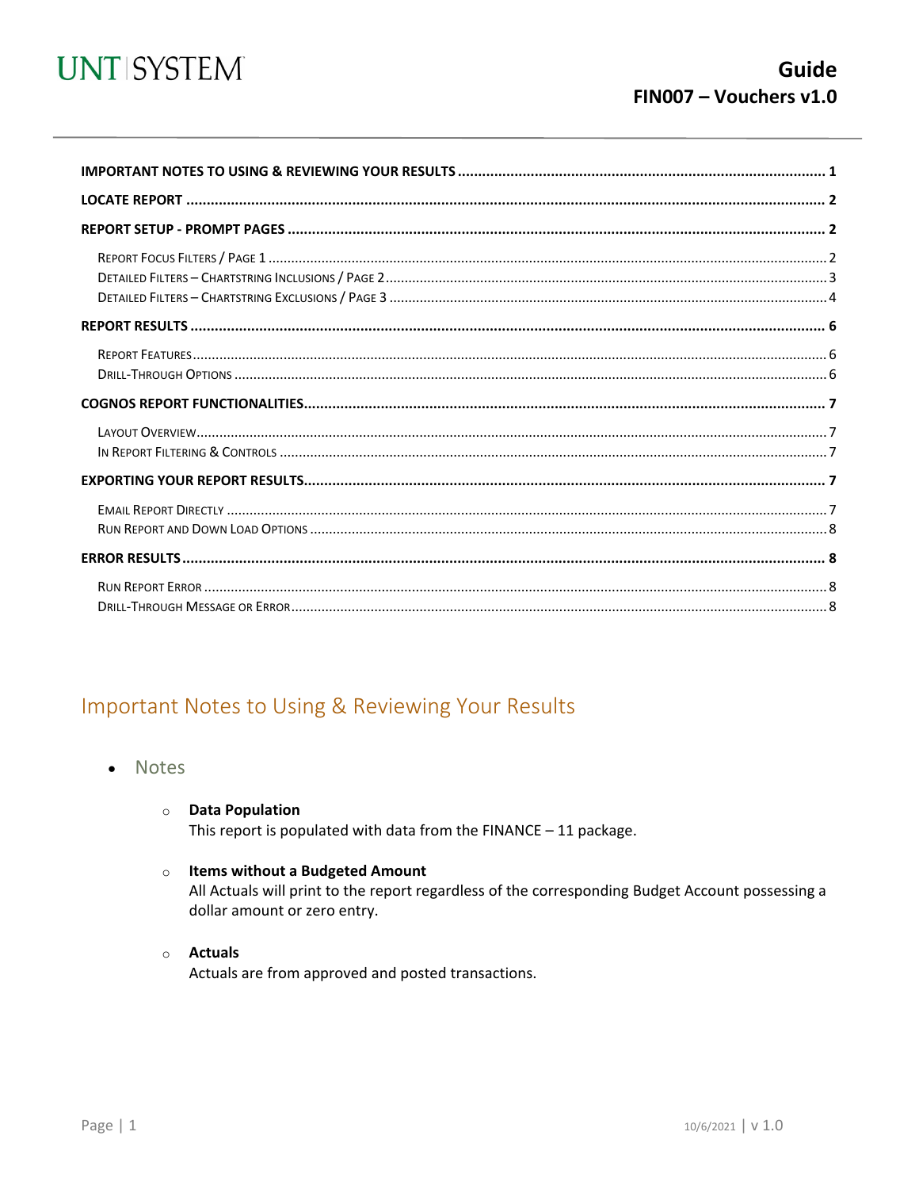# Guide
## FIN007 – Vouchers v1.0

UNT SYSTEM

**IMPORTANT NOTES TO USING & REVIEWING YOUR RESULTS** ........................................ 1

**LOCATE REPORT** ........................................ 2

**REPORT SETUP - PROMPT PAGES** ........................................ 2

- Report Focus Filters / Page 1 ........................................ 2
- Detailed Filters – Chartstring Inclusions / Page 2 ........................................ 3
- Detailed Filters – Chartstring Exclusions / Page 3 ........................................ 4

**REPORT RESULTS** ........................................ 6

- Report Features ........................................ 6
- Drill-Through Options ........................................ 6

**COGNOS REPORT FUNCTIONALITIES** ........................................ 7

- Layout Overview ........................................ 7
- In Report Filtering & Controls ........................................ 7

**EXPORTING YOUR REPORT RESULTS** ........................................ 7

- Email Report Directly ........................................ 7
- Run Report and Down Load Options ........................................ 8

**ERROR RESULTS** ........................................ 8

- Run Report Error ........................................ 8
- Drill-Through Message or Error ........................................ 8

## Important Notes to Using & Reviewing Your Results

- Notes
  - **Data Population**
    This report is populated with data from the FINANCE – 11 package.
  - **Items without a Budgeted Amount**
    All Actuals will print to the report regardless of the corresponding Budget Account possessing a dollar amount or zero entry.
  - **Actuals**
    Actuals are from approved and posted transactions.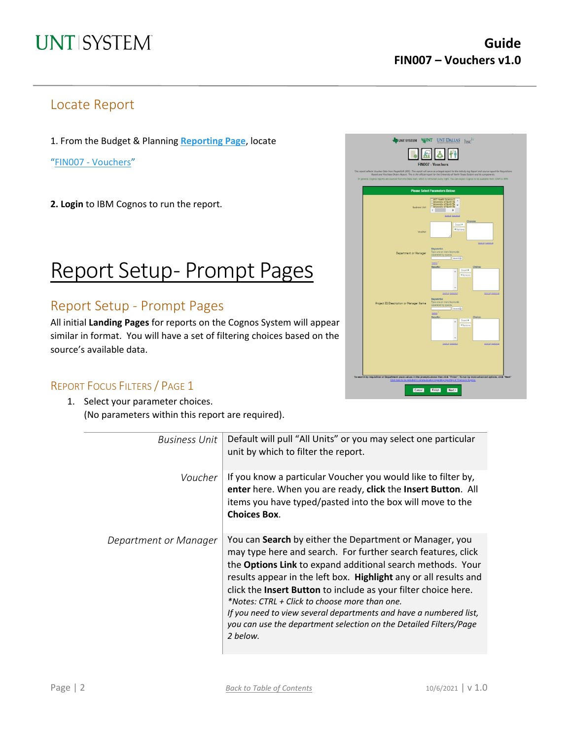## Locate Report

1. From the Budget & Planning **Reporting Page**, locate "FIN007 - Vouchers"

**2. Login** to IBM Cognos to run the report.

# Report Setup- Prompt Pages

## Report Setup - Prompt Pages

All initial **Landing Pages** for reports on the Cognos System will appear similar in format. You will have a set of filtering choices based on the source's available data.

### Report Focus Filters / Page 1

1. Select your parameter choices.
   (No parameters within this report are required).

| | |
|---|---|
| *Business Unit* | Default will pull "All Units" or you may select one particular unit by which to filter the report. |
| *Voucher* | If you know a particular Voucher you would like to filter by, **enter** here. When you are ready, **click** the **Insert Button**. All items you have typed/pasted into the box will move to the **Choices Box**. |
| *Department or Manager* | You can **Search** by either the Department or Manager, you may type here and search. For further search features, click the **Options Link** to expand additional search methods. Your results appear in the left box. **Highlight** any or all results and click the **Insert Button** to include as your filter choice here. *\*Notes: CTRL + Click to choose more than one.* *If you need to view several departments and have a numbered list, you can use the department selection on the Detailed Filters/Page 2 below.* |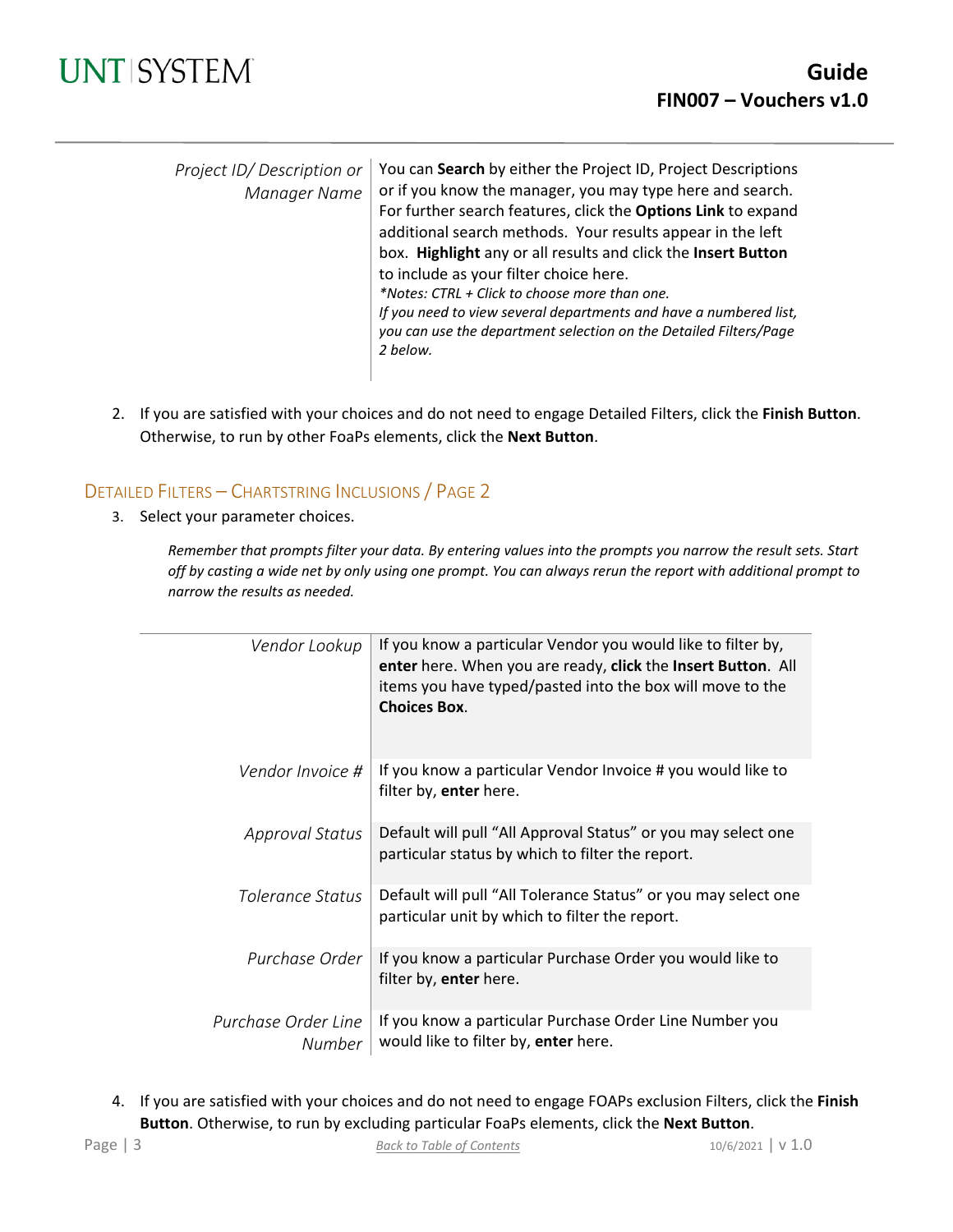| | |
|---|---|
| *Project ID/ Description or Manager Name* | You can **Search** by either the Project ID, Project Descriptions or if you know the manager, you may type here and search. For further search features, click the **Options Link** to expand additional search methods. Your results appear in the left box. **Highlight** any or all results and click the **Insert Button** to include as your filter choice here. *\*Notes: CTRL + Click to choose more than one. If you need to view several departments and have a numbered list, you can use the department selection on the Detailed Filters/Page 2 below.* |

2. If you are satisfied with your choices and do not need to engage Detailed Filters, click the **Finish Button**. Otherwise, to run by other FoaPs elements, click the **Next Button**.

## Detailed Filters – Chartstring Inclusions / Page 2

3. Select your parameter choices.

*Remember that prompts filter your data. By entering values into the prompts you narrow the result sets. Start off by casting a wide net by only using one prompt. You can always rerun the report with additional prompt to narrow the results as needed.*

| | |
|---|---|
| *Vendor Lookup* | If you know a particular Vendor you would like to filter by, **enter** here. When you are ready, **click** the **Insert Button**. All items you have typed/pasted into the box will move to the **Choices Box**. |
| *Vendor Invoice #* | If you know a particular Vendor Invoice # you would like to filter by, **enter** here. |
| *Approval Status* | Default will pull "All Approval Status" or you may select one particular status by which to filter the report. |
| *Tolerance Status* | Default will pull "All Tolerance Status" or you may select one particular unit by which to filter the report. |
| *Purchase Order* | If you know a particular Purchase Order you would like to filter by, **enter** here. |
| *Purchase Order Line Number* | If you know a particular Purchase Order Line Number you would like to filter by, **enter** here. |

4. If you are satisfied with your choices and do not need to engage FOAPs exclusion Filters, click the **Finish Button**. Otherwise, to run by excluding particular FoaPs elements, click the **Next Button**.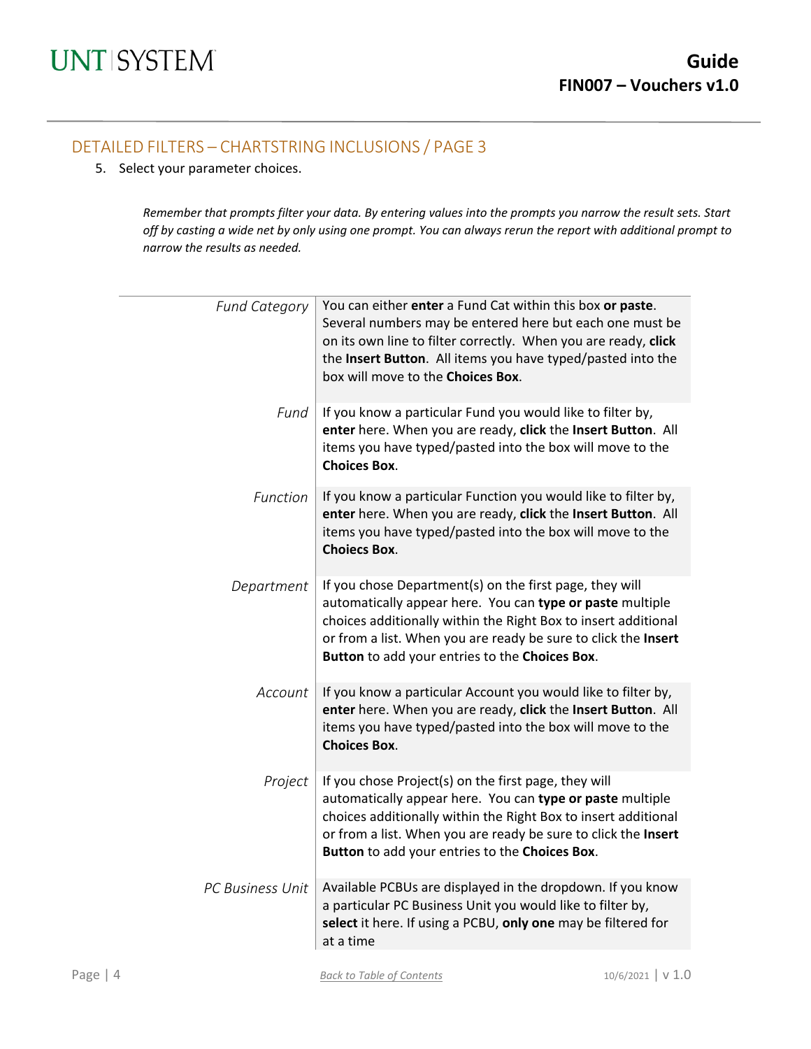## DETAILED FILTERS – CHARTSTRING INCLUSIONS / PAGE 3

5. Select your parameter choices.

*Remember that prompts filter your data. By entering values into the prompts you narrow the result sets. Start off by casting a wide net by only using one prompt. You can always rerun the report with additional prompt to narrow the results as needed.*

| | |
|---|---|
| *Fund Category* | You can either **enter** a Fund Cat within this box **or paste**. Several numbers may be entered here but each one must be on its own line to filter correctly. When you are ready, **click** the **Insert Button**. All items you have typed/pasted into the box will move to the **Choices Box**. |
| *Fund* | If you know a particular Fund you would like to filter by, **enter** here. When you are ready, **click** the **Insert Button**. All items you have typed/pasted into the box will move to the **Choices Box**. |
| *Function* | If you know a particular Function you would like to filter by, **enter** here. When you are ready, **click** the **Insert Button**. All items you have typed/pasted into the box will move to the **Choiecs Box**. |
| *Department* | If you chose Department(s) on the first page, they will automatically appear here. You can **type or paste** multiple choices additionally within the Right Box to insert additional or from a list. When you are ready be sure to click the **Insert Button** to add your entries to the **Choices Box**. |
| *Account* | If you know a particular Account you would like to filter by, **enter** here. When you are ready, **click** the **Insert Button**. All items you have typed/pasted into the box will move to the **Choices Box**. |
| *Project* | If you chose Project(s) on the first page, they will automatically appear here. You can **type or paste** multiple choices additionally within the Right Box to insert additional or from a list. When you are ready be sure to click the **Insert Button** to add your entries to the **Choices Box**. |
| *PC Business Unit* | Available PCBUs are displayed in the dropdown. If you know a particular PC Business Unit you would like to filter by, **select** it here. If using a PCBU, **only one** may be filtered for at a time |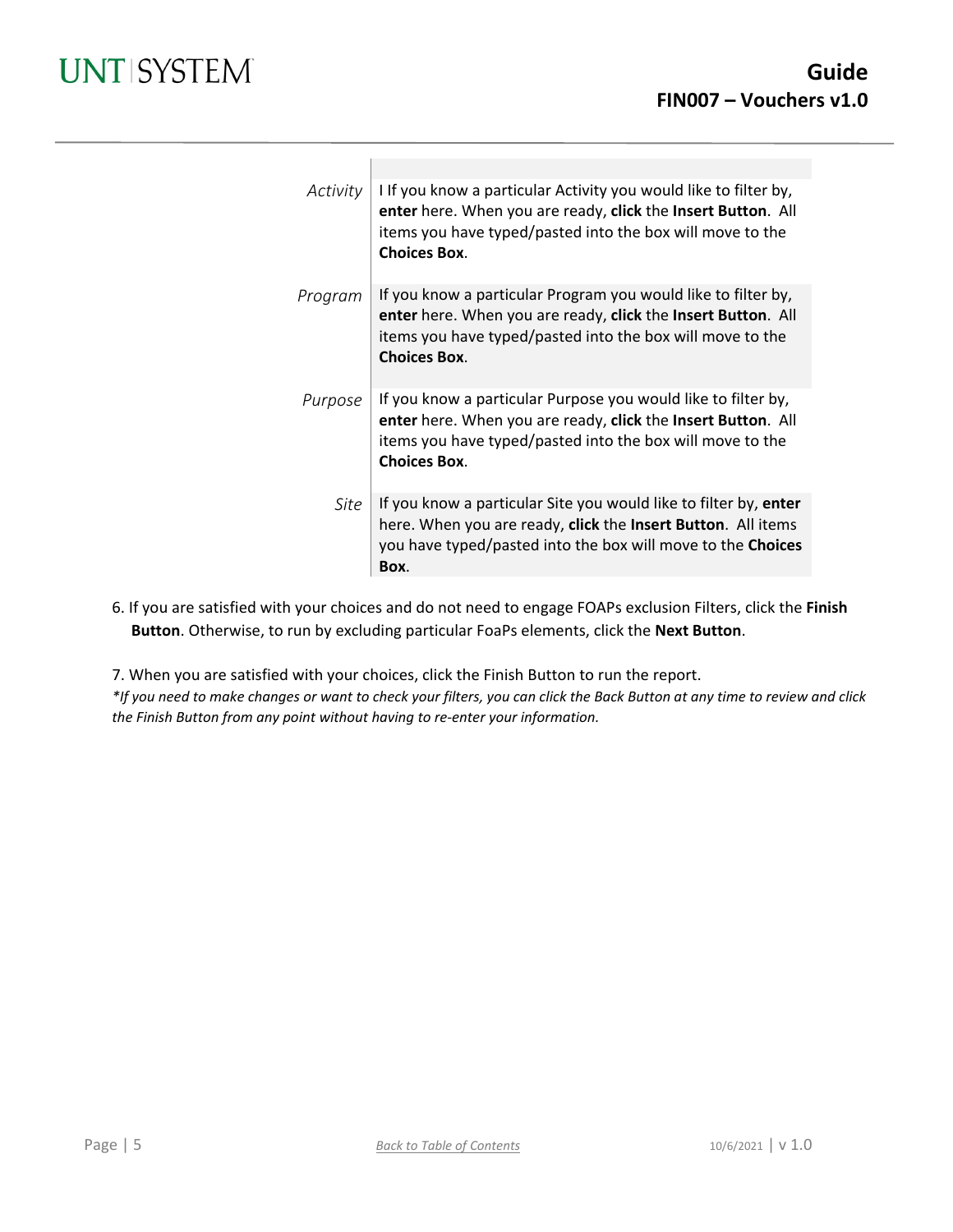| | |
|---|---|
| *Activity* | I If you know a particular Activity you would like to filter by, **enter** here. When you are ready, **click** the **Insert Button**. All items you have typed/pasted into the box will move to the **Choices Box**. |
| *Program* | If you know a particular Program you would like to filter by, **enter** here. When you are ready, **click** the **Insert Button**. All items you have typed/pasted into the box will move to the **Choices Box**. |
| *Purpose* | If you know a particular Purpose you would like to filter by, **enter** here. When you are ready, **click** the **Insert Button**. All items you have typed/pasted into the box will move to the **Choices Box**. |
| *Site* | If you know a particular Site you would like to filter by, **enter** here. When you are ready, **click** the **Insert Button**. All items you have typed/pasted into the box will move to the **Choices Box**. |

6. If you are satisfied with your choices and do not need to engage FOAPs exclusion Filters, click the **Finish Button**. Otherwise, to run by excluding particular FoaPs elements, click the **Next Button**.

7. When you are satisfied with your choices, click the Finish Button to run the report.

*\*If you need to make changes or want to check your filters, you can click the Back Button at any time to review and click the Finish Button from any point without having to re-enter your information.*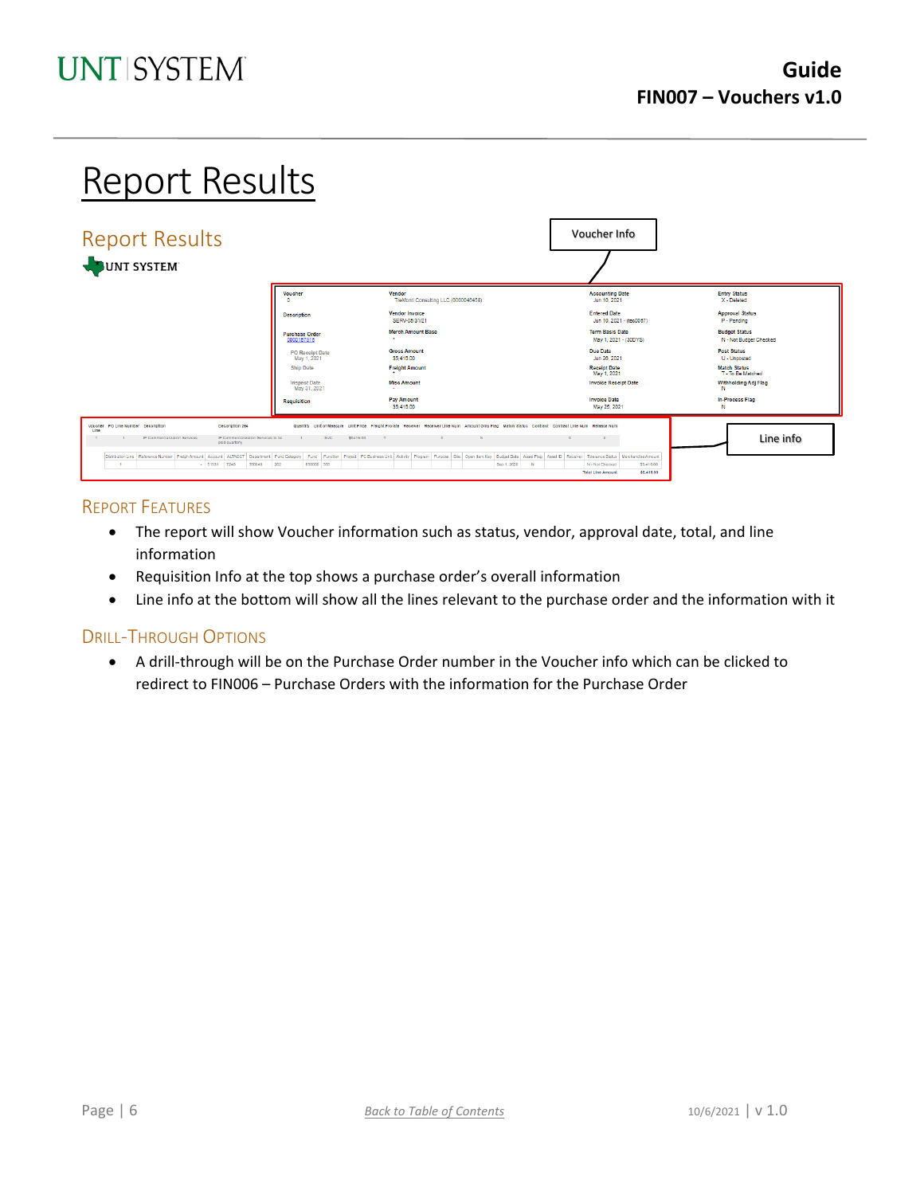# Report Results

## Report Results

UNT SYSTEM

Voucher Info

| Voucher | Vendor | Accounting Date | Entry Status |
|---|---|---|---|
| 0 | TreMonti Consulting LLC (0000046438) | Jun 10, 2021 | X - Deleted |
| Description | Vendor Invoice | Entered Date | Approval Status |
| | SERV-05/31/21 | Jun 10, 2021 - (tes0057) | P - Pending |
| Purchase Order | Merch Amount Base | Term Basis Date | Budget Status |
| 0000157915 | - | May 1, 2021 - (30DYS) | N - Not Budget Checked |
| PO Receipt Date | Gross Amount | Due Date | Post Status |
| May 1, 2021 | $5,416.00 | Jun 26, 2021 | U - Unposted |
| Ship Date | Freight Amount | Receipt Date | Match Status |
| | - | May 1, 2021 | T - To Be Matched |
| Inspect Date | Misc Amount | Invoice Receipt Date | Withholding Adj Flag |
| May 31, 2021 | - | | N |
| Requisition | Pay Amount | Invoice Date | In-Process Flag |
| | $5,416.00 | May 25, 2021 | N |

Line info

| Voucher Line | PO Line Number | Description | Description 254 | Quantity | Unit of Measure | Unit Price | Freight Prorate | Receiver | Receiver Line Num | Amount Only Flag | Match Status | Contract | Contract Line Num | Release Num |
|---|---|---|---|---|---|---|---|---|---|---|---|---|---|---|
| 1 | 1 | IP Commercialization Services | IP Commercialization Services to be paid quarterly | 1 | SVC | $5,416.00 | Y | | 0 | N | | | 0 | 0 |

| Distribution Line | Reference Number | Freight Amount | Account | ALTACCT | Department | Fund Category | Fund | Function | Project | PC Business Unit | Activity | Program | Purpose | Site | Open Item Key | Budget Date | Asset Flag | Fixed ID | Receiver | Tolerance Status | Merchandise Amount |
|---|---|---|---|---|---|---|---|---|---|---|---|---|---|---|---|---|---|---|---|---|---|
| 1 | | - | 51531 | 7240 | 300043 | 202 | 630000 | 300 | | | | | | | | Sep 1, 2020 | N | | | N - Not Checked | $5,416.00 |
| | | | | | | | | | | | | | | | | | | | | Total Line Amount | $5,416.00 |

### Report Features

- The report will show Voucher information such as status, vendor, approval date, total, and line information
- Requisition Info at the top shows a purchase order's overall information
- Line info at the bottom will show all the lines relevant to the purchase order and the information with it

### Drill-Through Options

- A drill-through will be on the Purchase Order number in the Voucher info which can be clicked to redirect to FIN006 – Purchase Orders with the information for the Purchase Order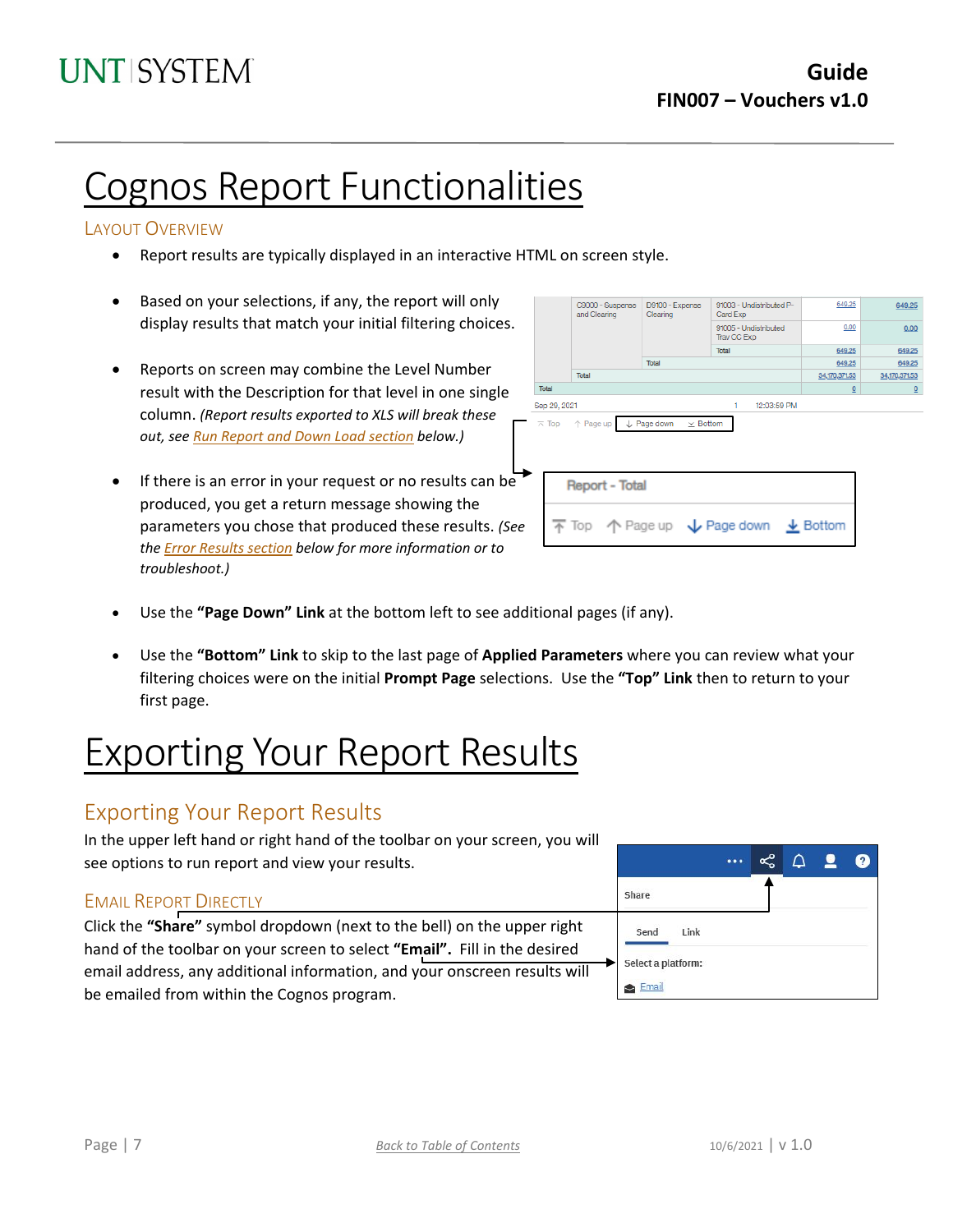# Cognos Report Functionalities

### Layout Overview

- Report results are typically displayed in an interactive HTML on screen style.
- Based on your selections, if any, the report will only display results that match your initial filtering choices.
- Reports on screen may combine the Level Number result with the Description for that level in one single column. *(Report results exported to XLS will break these out, see Run Report and Down Load section below.)*
- If there is an error in your request or no results can be produced, you get a return message showing the parameters you chose that produced these results. *(See the Error Results section below for more information or to troubleshoot.)*
- Use the **"Page Down" Link** at the bottom left to see additional pages (if any).
- Use the **"Bottom" Link** to skip to the last page of **Applied Parameters** where you can review what your filtering choices were on the initial **Prompt Page** selections. Use the **"Top" Link** then to return to your first page.

# Exporting Your Report Results

## Exporting Your Report Results

In the upper left hand or right hand of the toolbar on your screen, you will see options to run report and view your results.

### Email Report Directly

Click the **"Share"** symbol dropdown (next to the bell) on the upper right hand of the toolbar on your screen to select **"Email".** Fill in the desired email address, any additional information, and your onscreen results will be emailed from within the Cognos program.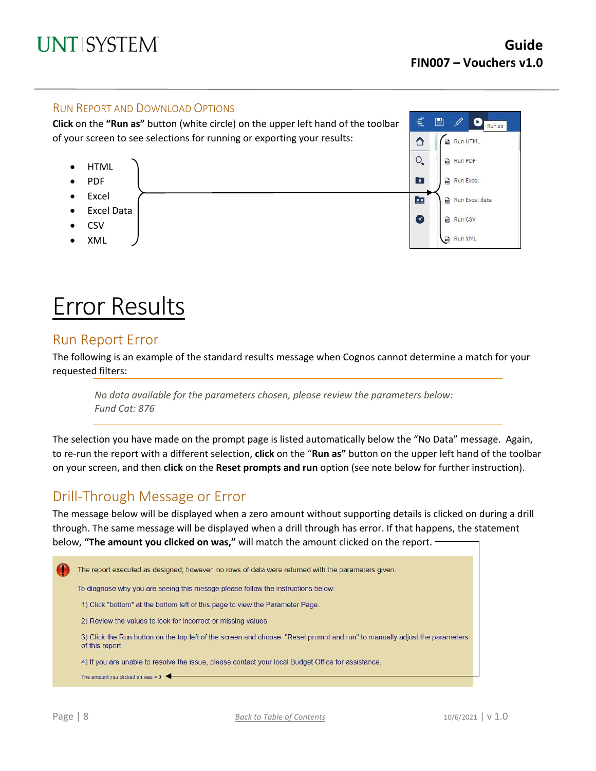## Run Report and Download Options

**Click** on the **"Run as"** button (white circle) on the upper left hand of the toolbar of your screen to see selections for running or exporting your results:

- HTML
- PDF
- Excel
- Excel Data
- CSV
- XML

Run as

Run HTML
Run PDF
Run Excel
Run Excel data
Run CSV
Run XML

# Error Results

## Run Report Error

The following is an example of the standard results message when Cognos cannot determine a match for your requested filters:

> *No data available for the parameters chosen, please review the parameters below:*
> *Fund Cat: 876*

The selection you have made on the prompt page is listed automatically below the "No Data" message. Again, to re-run the report with a different selection, **click** on the "**Run as"** button on the upper left hand of the toolbar on your screen, and then **click** on the **Reset prompts and run** option (see note below for further instruction).

## Drill-Through Message or Error

The message below will be displayed when a zero amount without supporting details is clicked on during a drill through. The same message will be displayed when a drill through has error. If that happens, the statement below, **"The amount you clicked on was,"** will match the amount clicked on the report.

The report executed as designed; however, no rows of data were returned with the parameters given.

To diagnose why you are seeing this messge please follow the instructions below:

1) Click "bottom" at the bottom left of this page to view the Parameter Page.

2) Review the values to look for incorrect or missing values

3) Click the Run button on the top left of the screen and choose "Reset prompt and run" to manually adjust the parameters of this report.

4) If you are unable to resolve the issue, please contact your local Budget Office for assistance.

The amount you clicked on was = 0